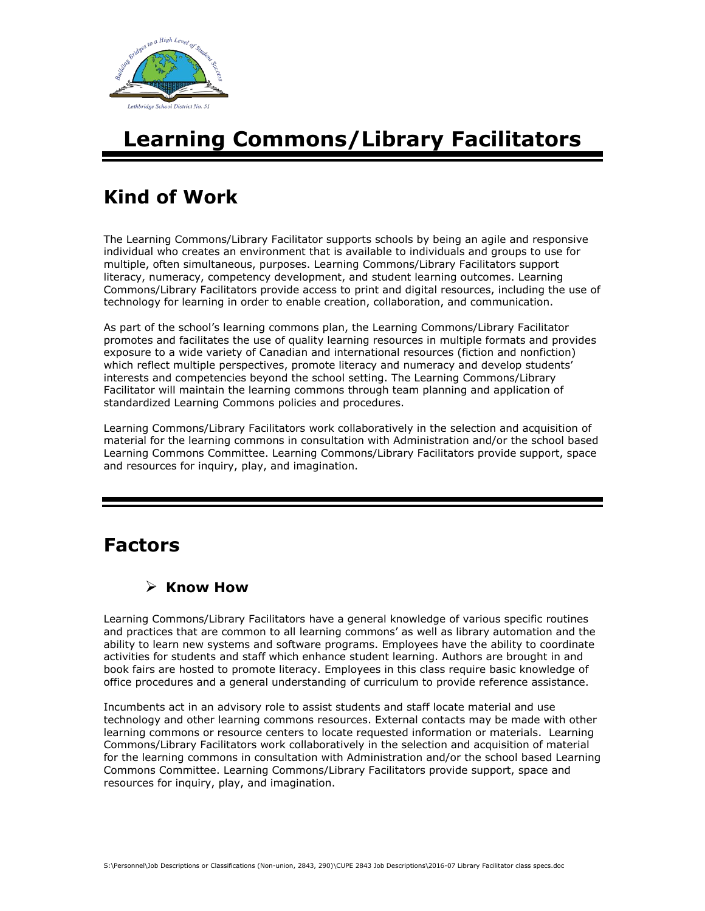# Learning Commons/Library Facilitators

## Kind of Work

The Learning Commons/Library Facilitator supports schools by being an agile and responsive individual who creates an environment that is available to individuals and groups to use for multiple, often simultaneous, purposes. Learning Commons/Library Facilitators support literacy, numeracy, competency development, and student learning outcomes. Learning Commons/Library Facilitators provide access to print and digital resources, including the use of technology for learning in order to enable creation, collaboration, and communication.

As part of the school's learning commons plan, the Learning Commons/Library Facilitator promotes and facilitates the use of quality learning resources in multiple formats and provides exposure to a wide variety of Canadian and international resources (fiction and nonfiction) which reflect multiple perspectives, promote literacy and numeracy and develop students' interests and competencies beyond the school setting. The Learning Commons/Library Facilitator will maintain the learning commons through team planning and application of standardized Learning Commons policies and procedures.

Learning Commons/Library Facilitators work collaboratively in the selection and acquisition of material for the learning commons in consultation with Administration and/or the school based Learning Commons Committee. Learning Commons/Library Facilitators provide support, space and resources for inquiry, play, and imagination.

## Factors

### Know How

Learning Commons/Library Facilitators have a general knowledge of various specific routines and practices that are common to all learning commons' as well as library automation and the ability to learn new systems and software programs. Employees have the ability to coordinate activities for students and staff which enhance student learning. Authors are brought in and book fairs are hosted to promote literacy. Employees in this class require basic knowledge of office procedures and a general understanding of curriculum to provide reference assistance.

Incumbents act in an advisory role to assist students and staff locate material and use technology and other learning commons resources. External contacts may be made with other learning commons or resource centers to locate requested information or materials. Learning Commons/Library Facilitators work collaboratively in the selection and acquisition of material for the learning commons in consultation with Administration and/or the school based Learning Commons Committee. Learning Commons/Library Facilitators provide support, space and resources for inquiry, play, and imagination.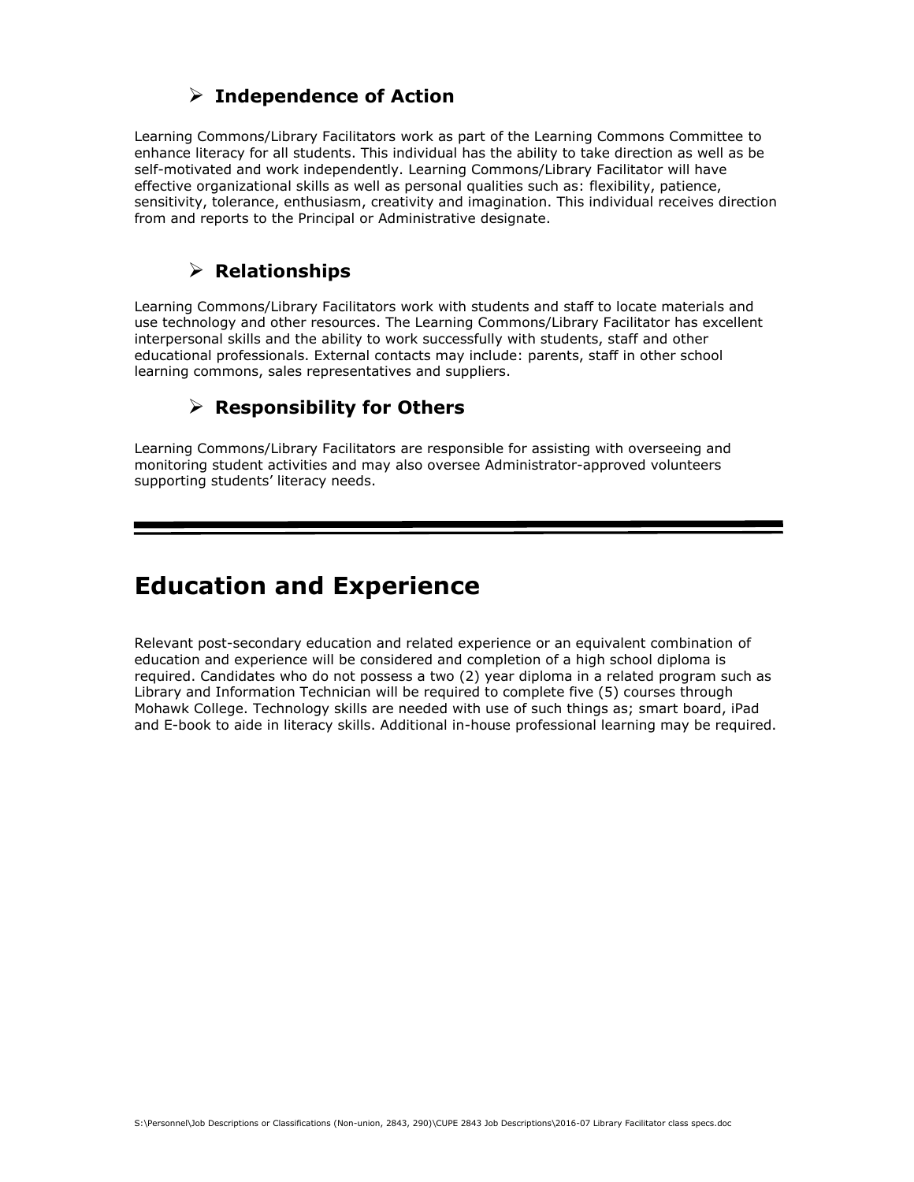### Independence of Action

Learning Commons/Library Facilitators work as part of the Learning Commons Committee to enhance literacy for all students. This individual has the ability to take direction as well as be self-motivated and work independently. Learning Commons/Library Facilitator will have effective organizational skills as well as personal qualities such as: flexibility, patience, sensitivity, tolerance, enthusiasm, creativity and imagination. This individual receives direction from and reports to the Principal or Administrative designate.

### Relationships

Learning Commons/Library Facilitators work with students and staff to locate materials and use technology and other resources. The Learning Commons/Library Facilitator has excellent interpersonal skills and the ability to work successfully with students, staff and other educational professionals. External contacts may include: parents, staff in other school learning commons, sales representatives and suppliers.

### Responsibility for Others

Learning Commons/Library Facilitators are responsible for assisting with overseeing and monitoring student activities and may also oversee Administrator-approved volunteers supporting students' literacy needs.

## Education and Experience

Relevant post-secondary education and related experience or an equivalent combination of education and experience will be considered and completion of a high school diploma is required. Candidates who do not possess a two (2) year diploma in a related program such as Library and Information Technician will be required to complete five (5) courses through Mohawk College. Technology skills are needed with use of such things as; smart board, iPad and E-book to aide in literacy skills. Additional in-house professional learning may be required.